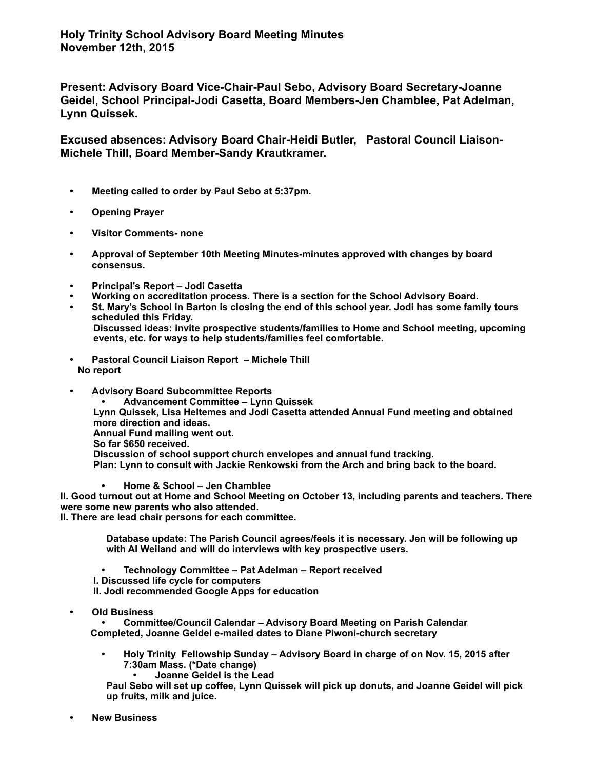**Holy Trinity School Advisory Board Meeting Minutes**
**November 12th, 2015**

**Present: Advisory Board Vice-Chair-Paul Sebo, Advisory Board Secretary-Joanne Geidel, School Principal-Jodi Casetta, Board Members-Jen Chamblee, Pat Adelman, Lynn Quissek.**

**Excused absences: Advisory Board Chair-Heidi Butler, Pastoral Council Liaison-Michele Thill, Board Member-Sandy Krautkramer.**

- **Meeting called to order by Paul Sebo at 5:37pm.**
- **Opening Prayer**
- **Visitor Comments- none**
- **Approval of September 10th Meeting Minutes-minutes approved with changes by board consensus.**
- **Principal's Report – Jodi Casetta**
- **Working on accreditation process. There is a section for the School Advisory Board.**
- **St. Mary's School in Barton is closing the end of this school year. Jodi has some family tours scheduled this Friday.**
  **Discussed ideas: invite prospective students/families to Home and School meeting, upcoming events, etc. for ways to help students/families feel comfortable.**
- **Pastoral Council Liaison Report – Michele Thill**
  **No report**
- **Advisory Board Subcommittee Reports**
  - **Advancement Committee – Lynn Quissek**
  
  **Lynn Quissek, Lisa Heltemes and Jodi Casetta attended Annual Fund meeting and obtained more direction and ideas.**
  **Annual Fund mailing went out.**
  **So far $650 received.**
  **Discussion of school support church envelopes and annual fund tracking.**
  **Plan: Lynn to consult with Jackie Renkowski from the Arch and bring back to the board.**

  - **Home & School – Jen Chamblee**

**II. Good turnout out at Home and School Meeting on October 13, including parents and teachers. There were some new parents who also attended.**
**II. There are lead chair persons for each committee.**

**Database update: The Parish Council agrees/feels it is necessary. Jen will be following up with Al Weiland and will do interviews with key prospective users.**

  - **Technology Committee – Pat Adelman – Report received**

  **I. Discussed life cycle for computers**
  **II. Jodi recommended Google Apps for education**

- **Old Business**
  - **Committee/Council Calendar – Advisory Board Meeting on Parish Calendar**
  
  **Completed, Joanne Geidel e-mailed dates to Diane Piwoni-church secretary**

  - **Holy Trinity Fellowship Sunday – Advisory Board in charge of on Nov. 15, 2015 after 7:30am Mass. (*Date change)**
    - **Joanne Geidel is the Lead**

  **Paul Sebo will set up coffee, Lynn Quissek will pick up donuts, and Joanne Geidel will pick up fruits, milk and juice.**

- **New Business**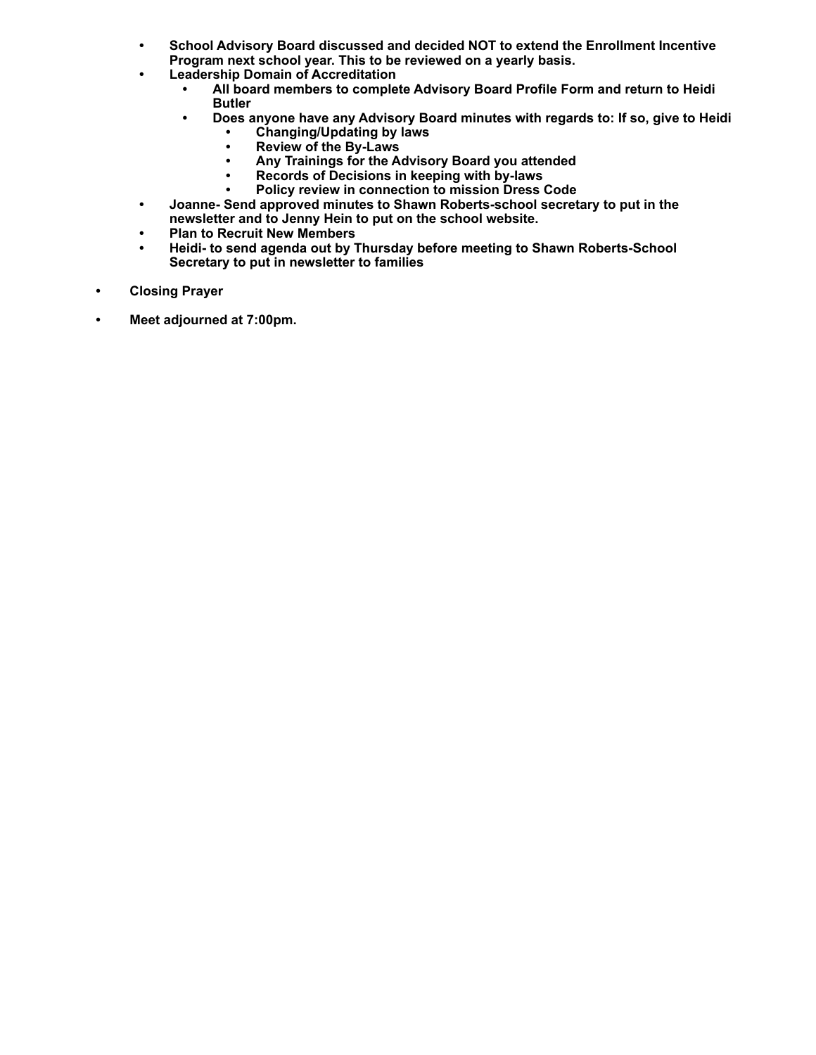- **School Advisory Board discussed and decided NOT to extend the Enrollment Incentive Program next school year. This to be reviewed on a yearly basis.**
    - **Leadership Domain of Accreditation**
        - **All board members to complete Advisory Board Profile Form and return to Heidi Butler**
        - **Does anyone have any Advisory Board minutes with regards to: If so, give to Heidi**
            - **Changing/Updating by laws**
            - **Review of the By-Laws**
            - **Any Trainings for the Advisory Board you attended**
            - **Records of Decisions in keeping with by-laws**
            - **Policy review in connection to mission Dress Code**
    - **Joanne- Send approved minutes to Shawn Roberts-school secretary to put in the newsletter and to Jenny Hein to put on the school website.**
    - **Plan to Recruit New Members**
    - **Heidi- to send agenda out by Thursday before meeting to Shawn Roberts-School Secretary to put in newsletter to families**

- **Closing Prayer**

- **Meet adjourned at 7:00pm.**